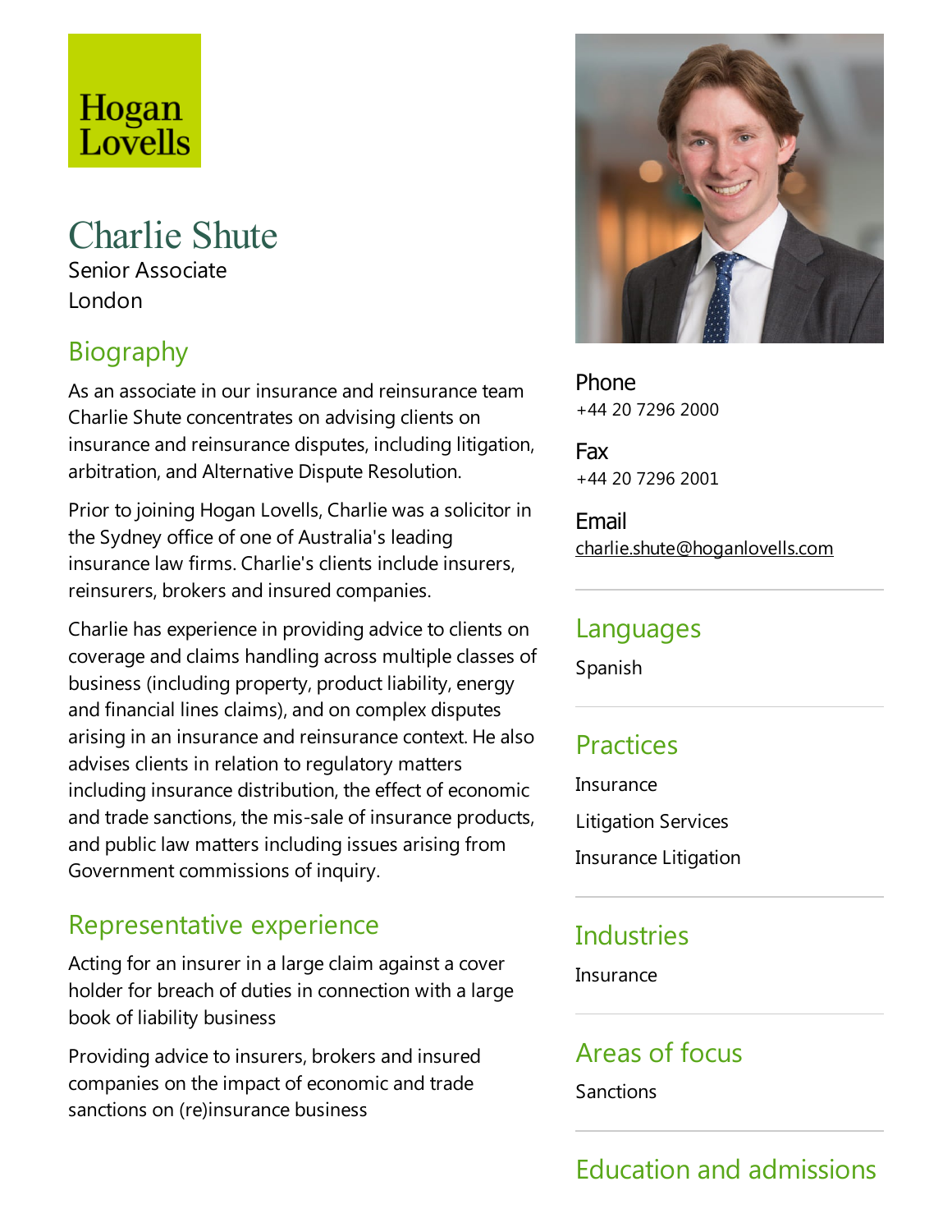Hogan Lovells

# Charlie Shute

Senior Associate

London

## Biography

As an associate in our insurance and reinsurance team Charlie Shute concentrates on advising clients on insurance and reinsurance disputes, including litigation, arbitration, and Alternative Dispute Resolution.

Prior to joining Hogan Lovells, Charlie was a solicitor in the Sydney office of one of Australia's leading insurance law firms. Charlie's clients include insurers, reinsurers, brokers and insured companies.

Charlie has experience in providing advice to clients on coverage and claims handling across multiple classes of business (including property, product liability, energy and financial lines claims), and on complex disputes arising in an insurance and reinsurance context. He also advises clients in relation to regulatory matters including insurance distribution, the effect of economic and trade sanctions, the mis-sale of insurance products, and public law matters including issues arising from Government commissions of inquiry.

## Representative experience

Acting for an insurer in a large claim against a cover holder for breach of duties in connection with a large book of liability business

Providing advice to insurers, brokers and insured companies on the impact of economic and trade sanctions on (re)insurance business

**Phone**
+44 20 7296 2000

**Fax**
+44 20 7296 2001

**Email**
charlie.shute@hoganlovells.com

## Languages

Spanish

## Practices

Insurance

Litigation Services

Insurance Litigation

## Industries

Insurance

## Areas of focus

Sanctions

## Education and admissions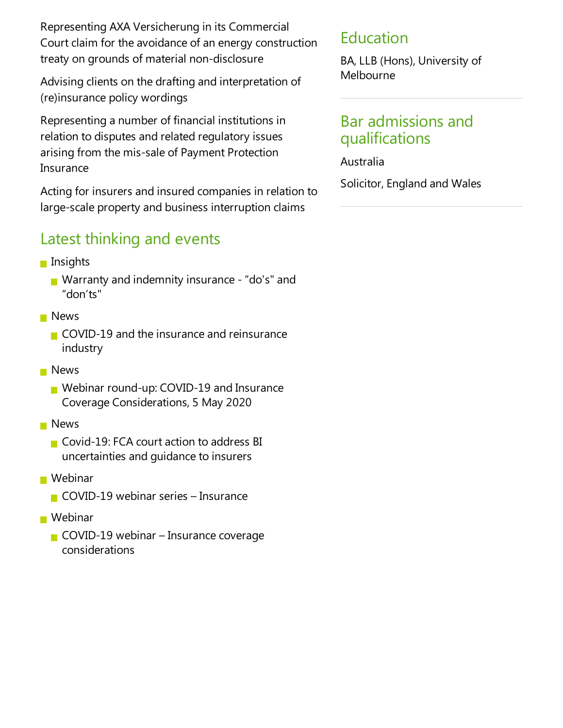Representing AXA Versicherung in its Commercial Court claim for the avoidance of an energy construction treaty on grounds of material non-disclosure

Advising clients on the drafting and interpretation of (re)insurance policy wordings

Representing a number of financial institutions in relation to disputes and related regulatory issues arising from the mis-sale of Payment Protection Insurance

Acting for insurers and insured companies in relation to large-scale property and business interruption claims

## Latest thinking and events

- Insights
  - Warranty and indemnity insurance - “do's" and “don’ts"
- News
  - COVID-19 and the insurance and reinsurance industry
- News
  - Webinar round-up: COVID-19 and Insurance Coverage Considerations, 5 May 2020
- News
  - Covid-19: FCA court action to address BI uncertainties and guidance to insurers
- Webinar
  - COVID-19 webinar series – Insurance
- Webinar
  - COVID-19 webinar – Insurance coverage considerations

## Education

BA, LLB (Hons), University of Melbourne

## Bar admissions and qualifications

Australia

Solicitor, England and Wales